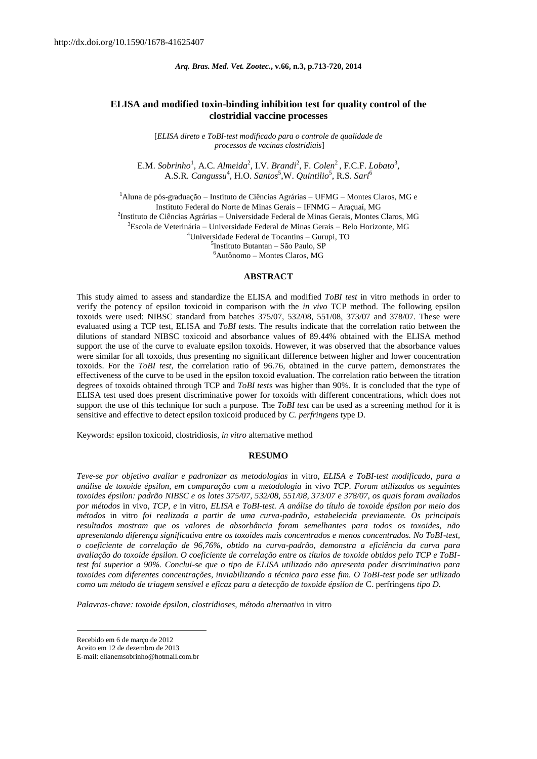http://dx.doi.org/10.1590/1678-41625407

# ELISA and modified toxin-binding inhibition test for quality control of the clostridial vaccine processes

[*ELISA direto e ToBI-test modificado para o controle de qualidade de processos de vacinas clostridiais*]

E.M. *Sobrinho*[1], A.C. *Almeida*[2], I.V. *Brandi*[2], F. *Colen*[2] , F.C.F. *Lobato*[3], A.S.R. *Cangussu*[4], H.O. *Santos*[5], W. *Quintilio*[5], R.S. *Sari*[6]

[1]Aluna de pós-graduação – Instituto de Ciências Agrárias – UFMG – Montes Claros, MG e Instituto Federal do Norte de Minas Gerais – IFNMG – Araçuaí, MG
[2]Instituto de Ciências Agrárias – Universidade Federal de Minas Gerais, Montes Claros, MG
[3]Escola de Veterinária – Universidade Federal de Minas Gerais – Belo Horizonte, MG
[4]Universidade Federal de Tocantins – Gurupi, TO
[5]Instituto Butantan – São Paulo, SP
[6]Autônomo – Montes Claros, MG

## ABSTRACT

This study aimed to assess and standardize the ELISA and modified *ToBI test* in vitro methods in order to verify the potency of epsilon toxicoid in comparison with the *in vivo* TCP method. The following epsilon toxoids were used: NIBSC standard from batches 375/07, 532/08, 551/08, 373/07 and 378/07. These were evaluated using a TCP test, ELISA and *ToBI test*s. The results indicate that the correlation ratio between the dilutions of standard NIBSC toxicoid and absorbance values of 89.44% obtained with the ELISA method support the use of the curve to evaluate epsilon toxoids. However, it was observed that the absorbance values were similar for all toxoids, thus presenting no significant difference between higher and lower concentration toxoids. For the *ToBI test*, the correlation ratio of 96.76, obtained in the curve pattern, demonstrates the effectiveness of the curve to be used in the epsilon toxoid evaluation. The correlation ratio between the titration degrees of toxoids obtained through TCP and *ToBI test*s was higher than 90%. It is concluded that the type of ELISA test used does present discriminative power for toxoids with different concentrations, which does not support the use of this technique for such a purpose. The *ToBI test* can be used as a screening method for it is sensitive and effective to detect epsilon toxicoid produced by *C. perfringens* type D.

Keywords: epsilon toxicoid, clostridiosis, *in vitro* alternative method

## RESUMO

*Teve-se por objetivo avaliar e padronizar as metodologias* in vitro*, ELISA e ToBI-test modificado, para a análise de toxoide épsilon, em comparação com a metodologia* in vivo *TCP. Foram utilizados os seguintes toxoides épsilon: padrão NIBSC e os lotes 375/07, 532/08, 551/08, 373/07 e 378/07, os quais foram avaliados por métodos* in vivo*, TCP, e* in vitro*, ELISA e ToBI-test. A análise do título de toxoide épsilon por meio dos métodos* in vitro *foi realizada a partir de uma curva-padrão, estabelecida previamente. Os principais resultados mostram que os valores de absorbância foram semelhantes para todos os toxoides, não apresentando diferença significativa entre os toxoides mais concentrados e menos concentrados. No ToBI-test, o coeficiente de correlação de 96,76%, obtido na curva-padrão, demonstra a eficiência da curva para avaliação do toxoide épsilon. O coeficiente de correlação entre os títulos de toxoide obtidos pelo TCP e ToBI-test foi superior a 90%. Conclui-se que o tipo de ELISA utilizado não apresenta poder discriminativo para toxoides com diferentes concentrações, inviabilizando a técnica para esse fim. O ToBI-test pode ser utilizado como um método de triagem sensível e eficaz para a detecção de toxoide épsilon de* C. perfringens *tipo D.*

*Palavras-chave: toxoide épsilon, clostridioses, método alternativo* in vitro

---

Recebido em 6 de março de 2012
Aceito em 12 de dezembro de 2013
E-mail: elianemsobrinho@hotmail.com.br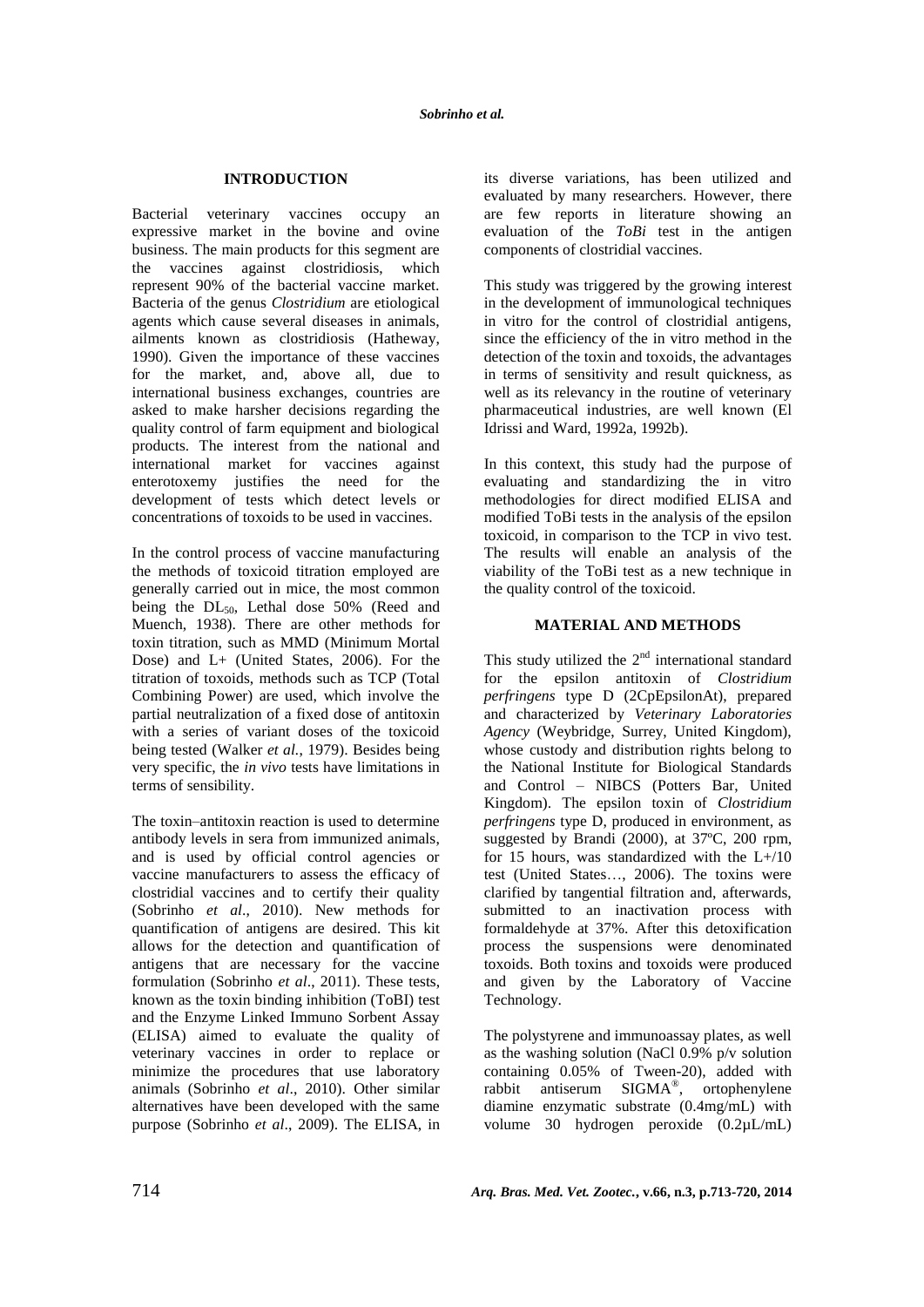## INTRODUCTION

Bacterial veterinary vaccines occupy an expressive market in the bovine and ovine business. The main products for this segment are the vaccines against clostridiosis, which represent 90% of the bacterial vaccine market. Bacteria of the genus *Clostridium* are etiological agents which cause several diseases in animals, ailments known as clostridiosis (Hatheway, 1990). Given the importance of these vaccines for the market, and, above all, due to international business exchanges, countries are asked to make harsher decisions regarding the quality control of farm equipment and biological products. The interest from the national and international market for vaccines against enterotoxemy justifies the need for the development of tests which detect levels or concentrations of toxoids to be used in vaccines.

In the control process of vaccine manufacturing the methods of toxicoid titration employed are generally carried out in mice, the most common being the $DL_{50}$, Lethal dose 50% (Reed and Muench, 1938). There are other methods for toxin titration, such as MMD (Minimum Mortal Dose) and L+ (United States, 2006). For the titration of toxoids, methods such as TCP (Total Combining Power) are used, which involve the partial neutralization of a fixed dose of antitoxin with a series of variant doses of the toxicoid being tested (Walker *et al.*, 1979). Besides being very specific, the *in vivo* tests have limitations in terms of sensibility.

The toxin–antitoxin reaction is used to determine antibody levels in sera from immunized animals, and is used by official control agencies or vaccine manufacturers to assess the efficacy of clostridial vaccines and to certify their quality (Sobrinho *et al*., 2010). New methods for quantification of antigens are desired. This kit allows for the detection and quantification of antigens that are necessary for the vaccine formulation (Sobrinho *et al*., 2011). These tests, known as the toxin binding inhibition (ToBI) test and the Enzyme Linked Immuno Sorbent Assay (ELISA) aimed to evaluate the quality of veterinary vaccines in order to replace or minimize the procedures that use laboratory animals (Sobrinho *et al*., 2010). Other similar alternatives have been developed with the same purpose (Sobrinho *et al*., 2009). The ELISA, in its diverse variations, has been utilized and evaluated by many researchers. However, there are few reports in literature showing an evaluation of the *ToBi* test in the antigen components of clostridial vaccines.

This study was triggered by the growing interest in the development of immunological techniques in vitro for the control of clostridial antigens, since the efficiency of the in vitro method in the detection of the toxin and toxoids, the advantages in terms of sensitivity and result quickness, as well as its relevancy in the routine of veterinary pharmaceutical industries, are well known (El Idrissi and Ward, 1992a, 1992b).

In this context, this study had the purpose of evaluating and standardizing the in vitro methodologies for direct modified ELISA and modified ToBi tests in the analysis of the epsilon toxicoid, in comparison to the TCP in vivo test. The results will enable an analysis of the viability of the ToBi test as a new technique in the quality control of the toxicoid.

## MATERIAL AND METHODS

This study utilized the 2[nd] international standard for the epsilon antitoxin of *Clostridium perfringens* type D (2CpEpsilonAt), prepared and characterized by *Veterinary Laboratories Agency* (Weybridge, Surrey, United Kingdom), whose custody and distribution rights belong to the National Institute for Biological Standards and Control – NIBCS (Potters Bar, United Kingdom). The epsilon toxin of *Clostridium perfringens* type D, produced in environment, as suggested by Brandi (2000), at 37ºC, 200 rpm, for 15 hours, was standardized with the L+/10 test (United States…, 2006). The toxins were clarified by tangential filtration and, afterwards, submitted to an inactivation process with formaldehyde at 37%. After this detoxification process the suspensions were denominated toxoids. Both toxins and toxoids were produced and given by the Laboratory of Vaccine Technology.

The polystyrene and immunoassay plates, as well as the washing solution (NaCl 0.9% p/v solution containing 0.05% of Tween-20), added with rabbit antiserum SIGMA®, ortophenylene diamine enzymatic substrate (0.4mg/mL) with volume 30 hydrogen peroxide (0.2µL/mL)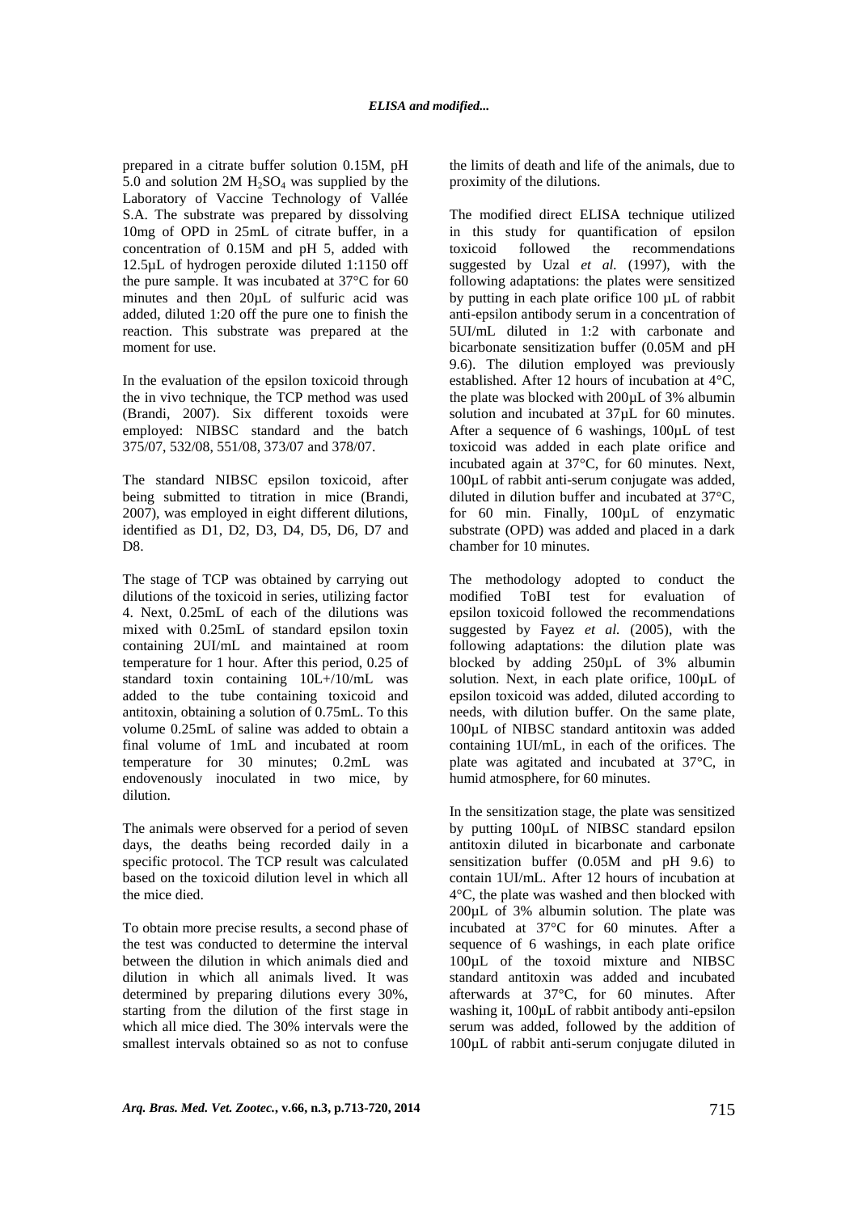prepared in a citrate buffer solution 0.15M, pH 5.0 and solution 2M $H_2SO_4$ was supplied by the Laboratory of Vaccine Technology of Vallée S.A. The substrate was prepared by dissolving 10mg of OPD in 25mL of citrate buffer, in a concentration of 0.15M and pH 5, added with 12.5µL of hydrogen peroxide diluted 1:1150 off the pure sample. It was incubated at 37°C for 60 minutes and then 20µL of sulfuric acid was added, diluted 1:20 off the pure one to finish the reaction. This substrate was prepared at the moment for use.

In the evaluation of the epsilon toxicoid through the in vivo technique, the TCP method was used (Brandi, 2007). Six different toxoids were employed: NIBSC standard and the batch 375/07, 532/08, 551/08, 373/07 and 378/07.

The standard NIBSC epsilon toxicoid, after being submitted to titration in mice (Brandi, 2007), was employed in eight different dilutions, identified as D1, D2, D3, D4, D5, D6, D7 and D8.

The stage of TCP was obtained by carrying out dilutions of the toxicoid in series, utilizing factor 4. Next, 0.25mL of each of the dilutions was mixed with 0.25mL of standard epsilon toxin containing 2UI/mL and maintained at room temperature for 1 hour. After this period, 0.25 of standard toxin containing 10L+/10/mL was added to the tube containing toxicoid and antitoxin, obtaining a solution of 0.75mL. To this volume 0.25mL of saline was added to obtain a final volume of 1mL and incubated at room temperature for 30 minutes; 0.2mL was endovenously inoculated in two mice, by dilution.

The animals were observed for a period of seven days, the deaths being recorded daily in a specific protocol. The TCP result was calculated based on the toxicoid dilution level in which all the mice died.

To obtain more precise results, a second phase of the test was conducted to determine the interval between the dilution in which animals died and dilution in which all animals lived. It was determined by preparing dilutions every 30%, starting from the dilution of the first stage in which all mice died. The 30% intervals were the smallest intervals obtained so as not to confuse the limits of death and life of the animals, due to proximity of the dilutions.

The modified direct ELISA technique utilized in this study for quantification of epsilon toxicoid followed the recommendations suggested by Uzal *et al.* (1997), with the following adaptations: the plates were sensitized by putting in each plate orifice 100 µL of rabbit anti-epsilon antibody serum in a concentration of 5UI/mL diluted in 1:2 with carbonate and bicarbonate sensitization buffer (0.05M and pH 9.6). The dilution employed was previously established. After 12 hours of incubation at 4°C, the plate was blocked with 200µL of 3% albumin solution and incubated at 37µL for 60 minutes. After a sequence of 6 washings, 100µL of test toxicoid was added in each plate orifice and incubated again at 37°C, for 60 minutes. Next, 100µL of rabbit anti-serum conjugate was added, diluted in dilution buffer and incubated at 37°C, for 60 min. Finally, 100µL of enzymatic substrate (OPD) was added and placed in a dark chamber for 10 minutes.

The methodology adopted to conduct the modified ToBI test for evaluation of epsilon toxicoid followed the recommendations suggested by Fayez *et al.* (2005), with the following adaptations: the dilution plate was blocked by adding 250µL of 3% albumin solution. Next, in each plate orifice, 100µL of epsilon toxicoid was added, diluted according to needs, with dilution buffer. On the same plate, 100µL of NIBSC standard antitoxin was added containing 1UI/mL, in each of the orifices. The plate was agitated and incubated at 37°C, in humid atmosphere, for 60 minutes.

In the sensitization stage, the plate was sensitized by putting 100µL of NIBSC standard epsilon antitoxin diluted in bicarbonate and carbonate sensitization buffer (0.05M and pH 9.6) to contain 1UI/mL. After 12 hours of incubation at 4°C, the plate was washed and then blocked with 200µL of 3% albumin solution. The plate was incubated at 37°C for 60 minutes. After a sequence of 6 washings, in each plate orifice 100µL of the toxoid mixture and NIBSC standard antitoxin was added and incubated afterwards at 37°C, for 60 minutes. After washing it, 100µL of rabbit antibody anti-epsilon serum was added, followed by the addition of 100µL of rabbit anti-serum conjugate diluted in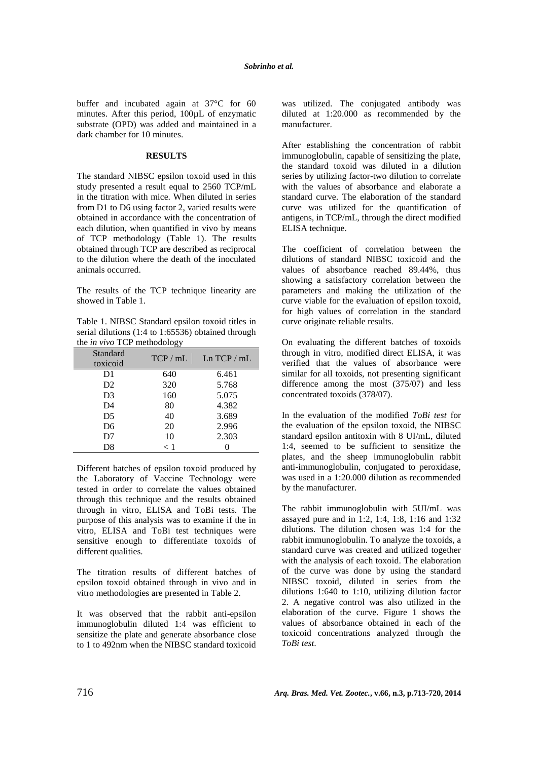buffer and incubated again at 37°C for 60 minutes. After this period, 100µL of enzymatic substrate (OPD) was added and maintained in a dark chamber for 10 minutes.

## RESULTS

The standard NIBSC epsilon toxoid used in this study presented a result equal to 2560 TCP/mL in the titration with mice. When diluted in series from D1 to D6 using factor 2, varied results were obtained in accordance with the concentration of each dilution, when quantified in vivo by means of TCP methodology (Table 1). The results obtained through TCP are described as reciprocal to the dilution where the death of the inoculated animals occurred.

The results of the TCP technique linearity are showed in Table 1.

Table 1. NIBSC Standard epsilon toxoid titles in serial dilutions (1:4 to 1:65536) obtained through the *in vivo* TCP methodology

| Standard toxicoid | TCP / mL | Ln TCP / mL |
|---|---|---|
| D1 | 640 | 6.461 |
| D2 | 320 | 5.768 |
| D3 | 160 | 5.075 |
| D4 | 80 | 4.382 |
| D5 | 40 | 3.689 |
| D6 | 20 | 2.996 |
| D7 | 10 | 2.303 |
| D8 | < 1 | 0 |

Different batches of epsilon toxoid produced by the Laboratory of Vaccine Technology were tested in order to correlate the values obtained through this technique and the results obtained through in vitro, ELISA and ToBi tests. The purpose of this analysis was to examine if the in vitro, ELISA and ToBi test techniques were sensitive enough to differentiate toxoids of different qualities.

The titration results of different batches of epsilon toxoid obtained through in vivo and in vitro methodologies are presented in Table 2.

It was observed that the rabbit anti-epsilon immunoglobulin diluted 1:4 was efficient to sensitize the plate and generate absorbance close to 1 to 492nm when the NIBSC standard toxicoid was utilized. The conjugated antibody was diluted at 1:20.000 as recommended by the manufacturer.

After establishing the concentration of rabbit immunoglobulin, capable of sensitizing the plate, the standard toxoid was diluted in a dilution series by utilizing factor-two dilution to correlate with the values of absorbance and elaborate a standard curve. The elaboration of the standard curve was utilized for the quantification of antigens, in TCP/mL, through the direct modified ELISA technique.

The coefficient of correlation between the dilutions of standard NIBSC toxicoid and the values of absorbance reached 89.44%, thus showing a satisfactory correlation between the parameters and making the utilization of the curve viable for the evaluation of epsilon toxoid, for high values of correlation in the standard curve originate reliable results.

On evaluating the different batches of toxoids through in vitro, modified direct ELISA, it was verified that the values of absorbance were similar for all toxoids, not presenting significant difference among the most (375/07) and less concentrated toxoids (378/07).

In the evaluation of the modified *ToBi test* for the evaluation of the epsilon toxoid, the NIBSC standard epsilon antitoxin with 8 UI/mL, diluted 1:4, seemed to be sufficient to sensitize the plates, and the sheep immunoglobulin rabbit anti-immunoglobulin, conjugated to peroxidase, was used in a 1:20.000 dilution as recommended by the manufacturer.

The rabbit immunoglobulin with 5UI/mL was assayed pure and in 1:2, 1:4, 1:8, 1:16 and 1:32 dilutions. The dilution chosen was 1:4 for the rabbit immunoglobulin. To analyze the toxoids, a standard curve was created and utilized together with the analysis of each toxoid. The elaboration of the curve was done by using the standard NIBSC toxoid, diluted in series from the dilutions 1:640 to 1:10, utilizing dilution factor 2. A negative control was also utilized in the elaboration of the curve. Figure 1 shows the values of absorbance obtained in each of the toxicoid concentrations analyzed through the *ToBi test.*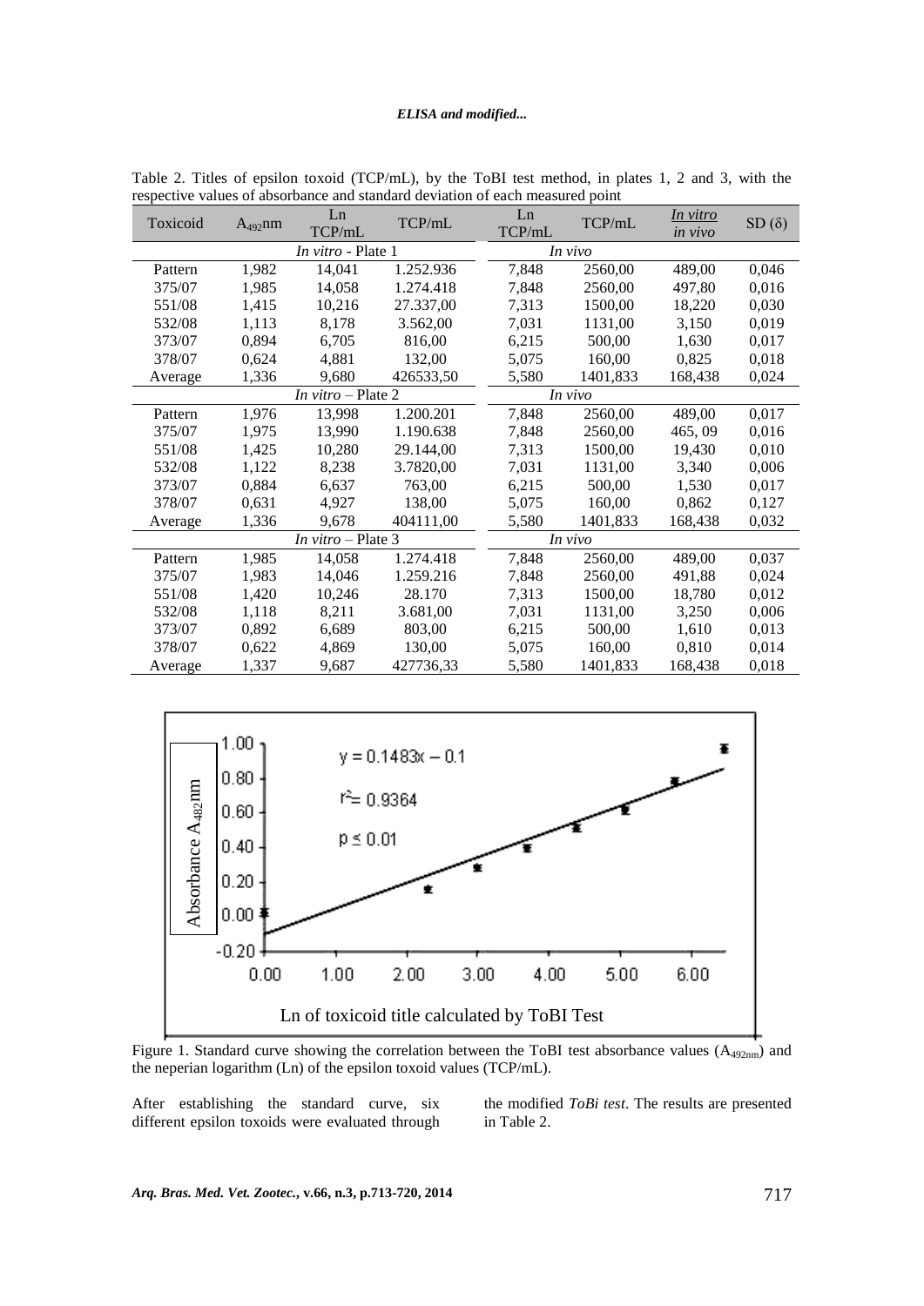Table 2. Titles of epsilon toxoid (TCP/mL), by the ToBI test method, in plates 1, 2 and 3, with the respective values of absorbance and standard deviation of each measured point

| Toxicoid | $A_{492}$nm | Ln TCP/mL | TCP/mL | Ln TCP/mL | TCP/mL | *In vitro* / *in vivo* | SD (δ) |
|---|---|---|---|---|---|---|---|
| *In vitro* - Plate 1 | | | | *In vivo* | | | |
| Pattern | 1,982 | 14,041 | 1.252.936 | 7,848 | 2560,00 | 489,00 | 0,046 |
| 375/07 | 1,985 | 14,058 | 1.274.418 | 7,848 | 2560,00 | 497,80 | 0,016 |
| 551/08 | 1,415 | 10,216 | 27.337,00 | 7,313 | 1500,00 | 18,220 | 0,030 |
| 532/08 | 1,113 | 8,178 | 3.562,00 | 7,031 | 1131,00 | 3,150 | 0,019 |
| 373/07 | 0,894 | 6,705 | 816,00 | 6,215 | 500,00 | 1,630 | 0,017 |
| 378/07 | 0,624 | 4,881 | 132,00 | 5,075 | 160,00 | 0,825 | 0,018 |
| Average | 1,336 | 9,680 | 426533,50 | 5,580 | 1401,833 | 168,438 | 0,024 |
| *In vitro* – Plate 2 | | | | *In vivo* | | | |
| Pattern | 1,976 | 13,998 | 1.200.201 | 7,848 | 2560,00 | 489,00 | 0,017 |
| 375/07 | 1,975 | 13,990 | 1.190.638 | 7,848 | 2560,00 | 465, 09 | 0,016 |
| 551/08 | 1,425 | 10,280 | 29.144,00 | 7,313 | 1500,00 | 19,430 | 0,010 |
| 532/08 | 1,122 | 8,238 | 3.7820,00 | 7,031 | 1131,00 | 3,340 | 0,006 |
| 373/07 | 0,884 | 6,637 | 763,00 | 6,215 | 500,00 | 1,530 | 0,017 |
| 378/07 | 0,631 | 4,927 | 138,00 | 5,075 | 160,00 | 0,862 | 0,127 |
| Average | 1,336 | 9,678 | 404111,00 | 5,580 | 1401,833 | 168,438 | 0,032 |
| *In vitro* – Plate 3 | | | | *In vivo* | | | |
| Pattern | 1,985 | 14,058 | 1.274.418 | 7,848 | 2560,00 | 489,00 | 0,037 |
| 375/07 | 1,983 | 14,046 | 1.259.216 | 7,848 | 2560,00 | 491,88 | 0,024 |
| 551/08 | 1,420 | 10,246 | 28.170 | 7,313 | 1500,00 | 18,780 | 0,012 |
| 532/08 | 1,118 | 8,211 | 3.681,00 | 7,031 | 1131,00 | 3,250 | 0,006 |
| 373/07 | 0,892 | 6,689 | 803,00 | 6,215 | 500,00 | 1,610 | 0,013 |
| 378/07 | 0,622 | 4,869 | 130,00 | 5,075 | 160,00 | 0,810 | 0,014 |
| Average | 1,337 | 9,687 | 427736,33 | 5,580 | 1401,833 | 168,438 | 0,018 |

Figure 1. Standard curve showing the correlation between the ToBI test absorbance values ($A_{492nm}$) and the neperian logarithm (Ln) of the epsilon toxoid values (TCP/mL).

After establishing the standard curve, six different epsilon toxoids were evaluated through the modified *ToBi test*. The results are presented in Table 2.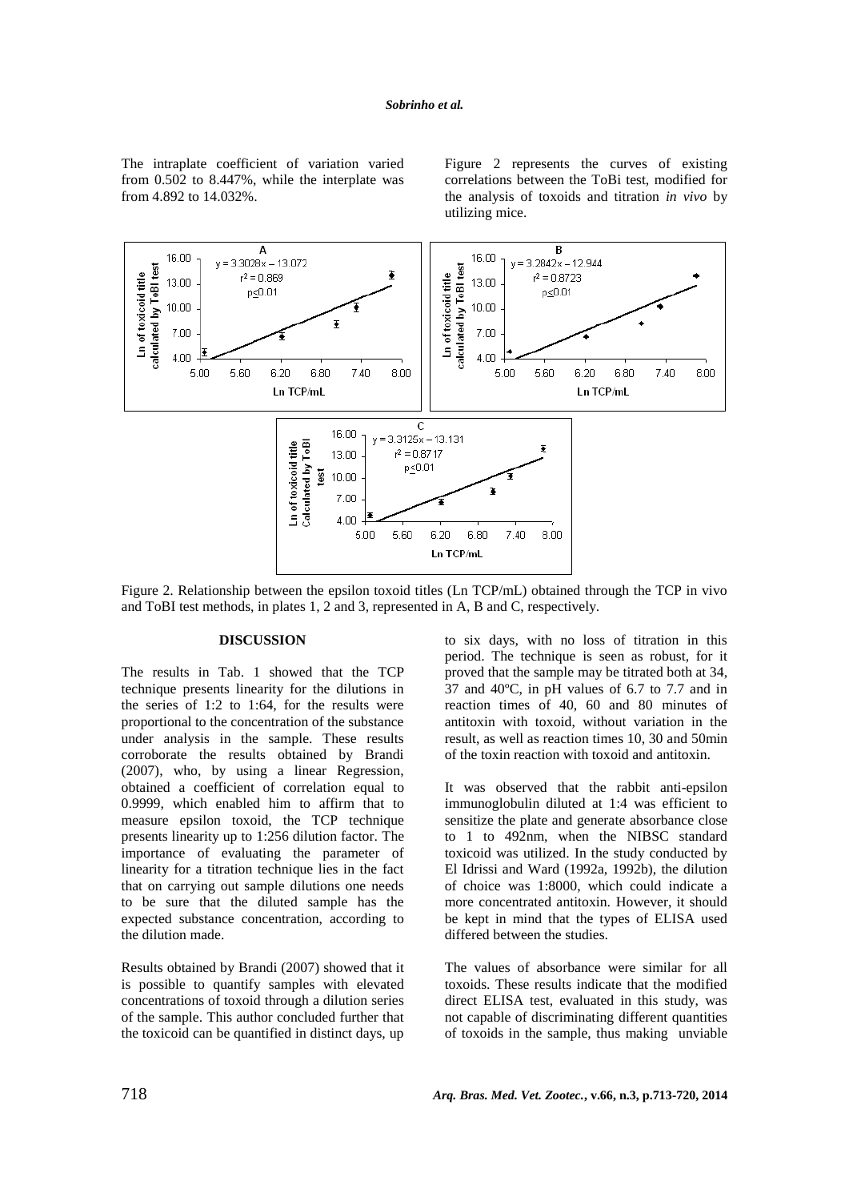The intraplate coefficient of variation varied from 0.502 to 8.447%, while the interplate was from 4.892 to 14.032%.

Figure 2 represents the curves of existing correlations between the ToBi test, modified for the analysis of toxoids and titration *in vivo* by utilizing mice.

Figure 2. Relationship between the epsilon toxoid titles (Ln TCP/mL) obtained through the TCP in vivo and ToBI test methods, in plates 1, 2 and 3, represented in A, B and C, respectively.

## DISCUSSION

The results in Tab. 1 showed that the TCP technique presents linearity for the dilutions in the series of 1:2 to 1:64, for the results were proportional to the concentration of the substance under analysis in the sample. These results corroborate the results obtained by Brandi (2007), who, by using a linear Regression, obtained a coefficient of correlation equal to 0.9999, which enabled him to affirm that to measure epsilon toxoid, the TCP technique presents linearity up to 1:256 dilution factor. The importance of evaluating the parameter of linearity for a titration technique lies in the fact that on carrying out sample dilutions one needs to be sure that the diluted sample has the expected substance concentration, according to the dilution made.

Results obtained by Brandi (2007) showed that it is possible to quantify samples with elevated concentrations of toxoid through a dilution series of the sample. This author concluded further that the toxicoid can be quantified in distinct days, up to six days, with no loss of titration in this period. The technique is seen as robust, for it proved that the sample may be titrated both at 34, 37 and 40ºC, in pH values of 6.7 to 7.7 and in reaction times of 40, 60 and 80 minutes of antitoxin with toxoid, without variation in the result, as well as reaction times 10, 30 and 50min of the toxin reaction with toxoid and antitoxin.

It was observed that the rabbit anti-epsilon immunoglobulin diluted at 1:4 was efficient to sensitize the plate and generate absorbance close to 1 to 492nm, when the NIBSC standard toxicoid was utilized. In the study conducted by El Idrissi and Ward (1992a, 1992b), the dilution of choice was 1:8000, which could indicate a more concentrated antitoxin. However, it should be kept in mind that the types of ELISA used differed between the studies.

The values of absorbance were similar for all toxoids. These results indicate that the modified direct ELISA test, evaluated in this study, was not capable of discriminating different quantities of toxoids in the sample, thus making unviable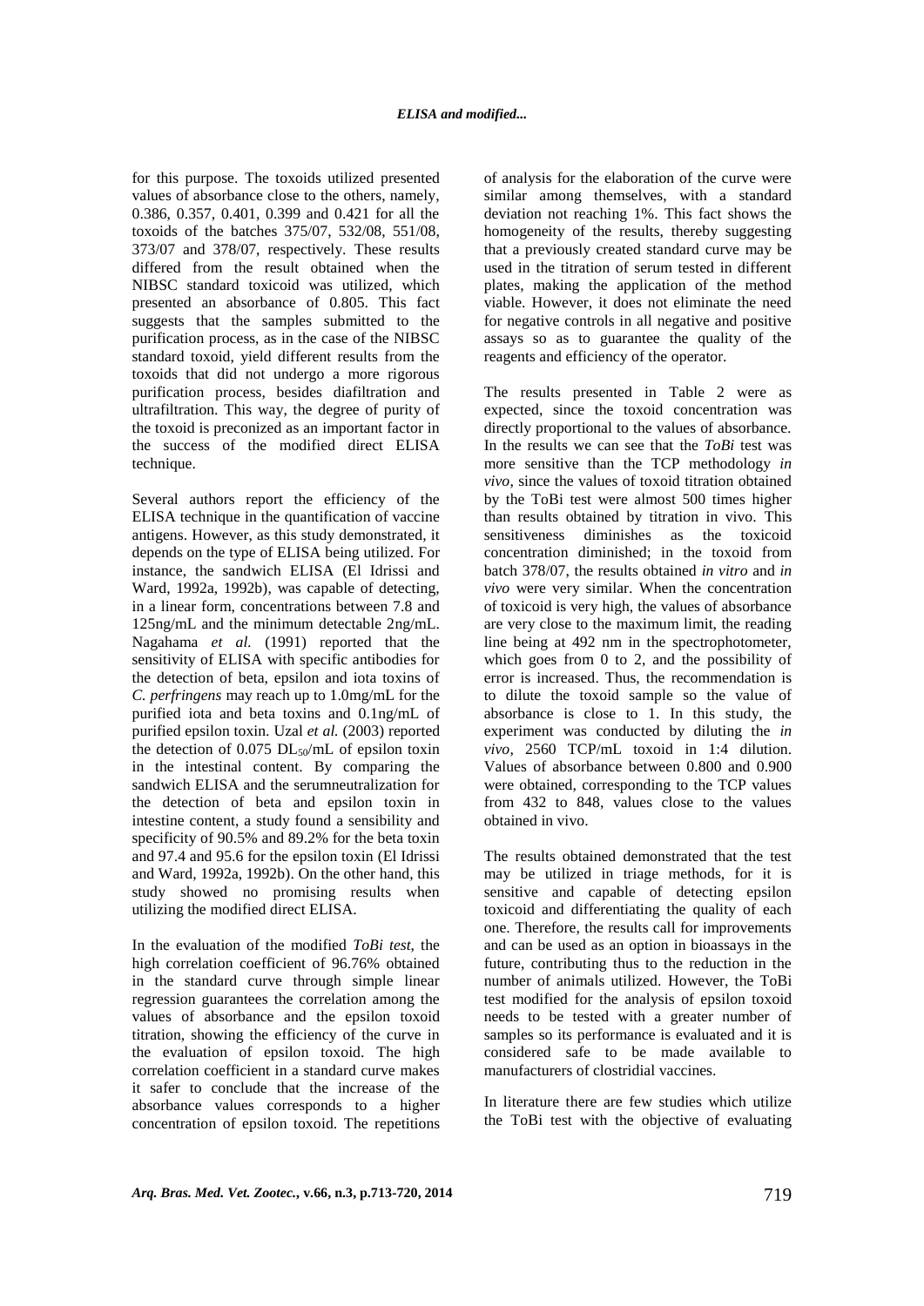for this purpose. The toxoids utilized presented values of absorbance close to the others, namely, 0.386, 0.357, 0.401, 0.399 and 0.421 for all the toxoids of the batches 375/07, 532/08, 551/08, 373/07 and 378/07, respectively. These results differed from the result obtained when the NIBSC standard toxicoid was utilized, which presented an absorbance of 0.805. This fact suggests that the samples submitted to the purification process, as in the case of the NIBSC standard toxoid, yield different results from the toxoids that did not undergo a more rigorous purification process, besides diafiltration and ultrafiltration. This way, the degree of purity of the toxoid is preconized as an important factor in the success of the modified direct ELISA technique.

Several authors report the efficiency of the ELISA technique in the quantification of vaccine antigens. However, as this study demonstrated, it depends on the type of ELISA being utilized. For instance, the sandwich ELISA (El Idrissi and Ward, 1992a, 1992b), was capable of detecting, in a linear form, concentrations between 7.8 and 125ng/mL and the minimum detectable 2ng/mL. Nagahama *et al.* (1991) reported that the sensitivity of ELISA with specific antibodies for the detection of beta, epsilon and iota toxins of *C. perfringens* may reach up to 1.0mg/mL for the purified iota and beta toxins and 0.1ng/mL of purified epsilon toxin. Uzal *et al.* (2003) reported the detection of 0.075 $DL_{50}$/mL of epsilon toxin in the intestinal content. By comparing the sandwich ELISA and the serumneutralization for the detection of beta and epsilon toxin in intestine content, a study found a sensibility and specificity of 90.5% and 89.2% for the beta toxin and 97.4 and 95.6 for the epsilon toxin (El Idrissi and Ward, 1992a, 1992b). On the other hand, this study showed no promising results when utilizing the modified direct ELISA.

In the evaluation of the modified *ToBi test*, the high correlation coefficient of 96.76% obtained in the standard curve through simple linear regression guarantees the correlation among the values of absorbance and the epsilon toxoid titration, showing the efficiency of the curve in the evaluation of epsilon toxoid. The high correlation coefficient in a standard curve makes it safer to conclude that the increase of the absorbance values corresponds to a higher concentration of epsilon toxoid. The repetitions of analysis for the elaboration of the curve were similar among themselves, with a standard deviation not reaching 1%. This fact shows the homogeneity of the results, thereby suggesting that a previously created standard curve may be used in the titration of serum tested in different plates, making the application of the method viable. However, it does not eliminate the need for negative controls in all negative and positive assays so as to guarantee the quality of the reagents and efficiency of the operator.

The results presented in Table 2 were as expected, since the toxoid concentration was directly proportional to the values of absorbance. In the results we can see that the *ToBi* test was more sensitive than the TCP methodology *in vivo*, since the values of toxoid titration obtained by the ToBi test were almost 500 times higher than results obtained by titration in vivo. This sensitiveness diminishes as the toxicoid concentration diminished; in the toxoid from batch 378/07, the results obtained *in vitro* and *in vivo* were very similar. When the concentration of toxicoid is very high, the values of absorbance are very close to the maximum limit, the reading line being at 492 nm in the spectrophotometer, which goes from 0 to 2, and the possibility of error is increased. Thus, the recommendation is to dilute the toxoid sample so the value of absorbance is close to 1. In this study, the experiment was conducted by diluting the *in vivo*, 2560 TCP/mL toxoid in 1:4 dilution. Values of absorbance between 0.800 and 0.900 were obtained, corresponding to the TCP values from 432 to 848, values close to the values obtained in vivo.

The results obtained demonstrated that the test may be utilized in triage methods, for it is sensitive and capable of detecting epsilon toxicoid and differentiating the quality of each one. Therefore, the results call for improvements and can be used as an option in bioassays in the future, contributing thus to the reduction in the number of animals utilized. However, the ToBi test modified for the analysis of epsilon toxoid needs to be tested with a greater number of samples so its performance is evaluated and it is considered safe to be made available to manufacturers of clostridial vaccines.

In literature there are few studies which utilize the ToBi test with the objective of evaluating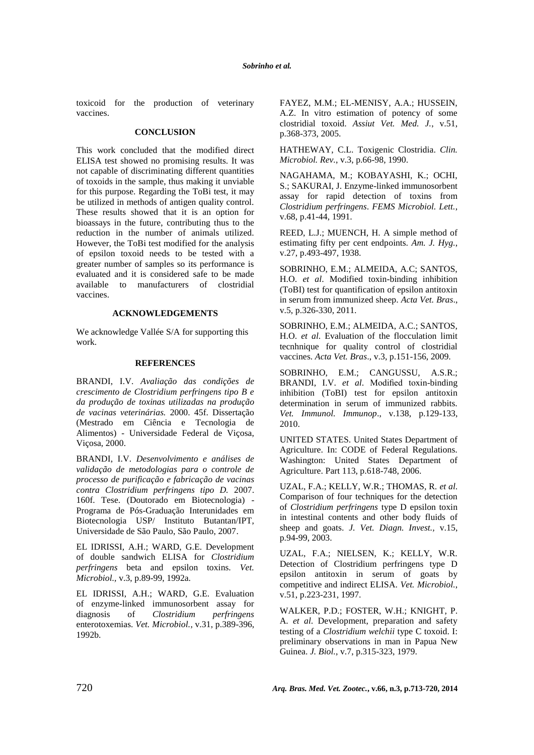toxicoid for the production of veterinary vaccines.

## CONCLUSION

This work concluded that the modified direct ELISA test showed no promising results. It was not capable of discriminating different quantities of toxoids in the sample, thus making it unviable for this purpose. Regarding the ToBi test, it may be utilized in methods of antigen quality control. These results showed that it is an option for bioassays in the future, contributing thus to the reduction in the number of animals utilized. However, the ToBi test modified for the analysis of epsilon toxoid needs to be tested with a greater number of samples so its performance is evaluated and it is considered safe to be made available to manufacturers of clostridial vaccines.

## ACKNOWLEDGEMENTS

We acknowledge Vallée S/A for supporting this work.

## REFERENCES

BRANDI, I.V. *Avaliação das condições de crescimento de Clostridium perfringens tipo B e da produção de toxinas utilizadas na produção de vacinas veterinárias.* 2000. 45f. Dissertação (Mestrado em Ciência e Tecnologia de Alimentos) - Universidade Federal de Viçosa, Viçosa, 2000.

BRANDI, I.V. *Desenvolvimento e análises de validação de metodologias para o controle de processo de purificação e fabricação de vacinas contra Clostridium perfringens tipo D.* 2007. 160f. Tese. (Doutorado em Biotecnologia) - Programa de Pós-Graduação Interunidades em Biotecnologia USP/ Instituto Butantan/IPT, Universidade de São Paulo, São Paulo, 2007.

EL IDRISSI, A.H.; WARD, G.E. Development of double sandwich ELISA for *Clostridium perfringens* beta and epsilon toxins. *Vet. Microbiol.*, v.3, p.89-99, 1992a.

EL IDRISSI, A.H.; WARD, G.E. Evaluation of enzyme-linked immunosorbent assay for diagnosis of *Clostridium perfringens* enterotoxemias. *Vet. Microbiol.*, v.31, p.389-396, 1992b.

FAYEZ, M.M.; EL-MENISY, A.A.; HUSSEIN, A.Z. In vitro estimation of potency of some clostridial toxoid. *Assiut Vet. Med. J.*, v.51, p.368-373, 2005.

HATHEWAY, C.L. Toxigenic Clostridia. *Clin. Microbiol. Rev.*, v.3, p.66-98, 1990.

NAGAHAMA, M.; KOBAYASHI, K.; OCHI, S.; SAKURAI, J. Enzyme-linked immunosorbent assay for rapid detection of toxins from *Clostridium perfringens*. *FEMS Microbiol. Lett.*, v.68, p.41-44, 1991.

REED, L.J.; MUENCH, H. A simple method of estimating fifty per cent endpoints. *Am. J. Hyg.*, v.27, p.493-497, 1938.

SOBRINHO, E.M.; ALMEIDA, A.C; SANTOS, H.O. *et al*. Modified toxin-binding inhibition (ToBI) test for quantification of epsilon antitoxin in serum from immunized sheep. *Acta Vet. Bras*., v.5, p.326-330, 2011.

SOBRINHO, E.M.; ALMEIDA, A.C.; SANTOS, H.O. *et al.* Evaluation of the flocculation limit tecnhnique for quality control of clostridial vaccines. *Acta Vet. Bras*., v.3, p.151-156, 2009.

SOBRINHO, E.M.; CANGUSSU, A.S.R.; BRANDI, I.V. *et al*. Modified toxin-binding inhibition (ToBI) test for epsilon antitoxin determination in serum of immunized rabbits. *Vet. Immunol. Immunop*., v.138, p.129-133, 2010.

UNITED STATES. United States Department of Agriculture. In: CODE of Federal Regulations. Washington: United States Department of Agriculture. Part 113, p.618-748, 2006.

UZAL, F.A.; KELLY, W.R.; THOMAS, R. *et al.* Comparison of four techniques for the detection of *Clostridium perfringens* type D epsilon toxin in intestinal contents and other body fluids of sheep and goats. *J. Vet. Diagn. Invest.,* v.15, p.94-99, 2003.

UZAL, F.A.; NIELSEN, K.; KELLY, W.R. Detection of Clostridium perfringens type D epsilon antitoxin in serum of goats by competitive and indirect ELISA. *Vet. Microbiol.*, v.51, p.223-231, 1997.

WALKER, P.D.; FOSTER, W.H.; KNIGHT, P. A. *et al.* Development, preparation and safety testing of a *Clostridium welchii* type C toxoid. I: preliminary observations in man in Papua New Guinea. *J. Biol.*, v.7, p.315-323, 1979.